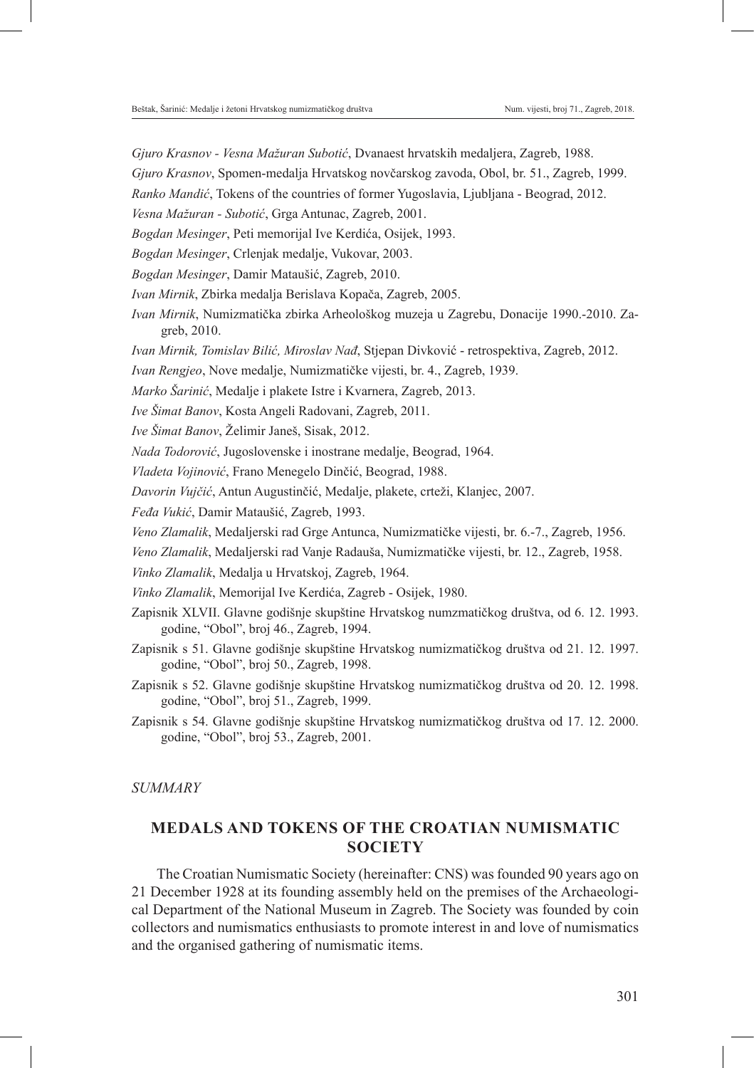*Gjuro Krasnov - Vesna Mažuran Subotić*, Dvanaest hrvatskih medaljera, Zagreb, 1988.

*Gjuro Krasnov*, Spomen-medalja Hrvatskog novčarskog zavoda, Obol, br. 51., Zagreb, 1999.

*Ranko Mandić*, Tokens of the countries of former Yugoslavia, Ljubljana - Beograd, 2012.

*Vesna Mažuran - Subotić*, Grga Antunac, Zagreb, 2001.

*Bogdan Mesinger*, Peti memorijal Ive Kerdića, Osijek, 1993.

*Bogdan Mesinger*, Crlenjak medalje, Vukovar, 2003.

*Bogdan Mesinger*, Damir Mataušić, Zagreb, 2010.

*Ivan Mirnik*, Zbirka medalja Berislava Kopača, Zagreb, 2005.

*Ivan Mirnik*, Numizmatička zbirka Arheološkog muzeja u Zagrebu, Donacije 1990.-2010. Zagreb, 2010.

*Ivan Mirnik, Tomislav Bilić, Miroslav Nađ*, Stjepan Divković - retrospektiva, Zagreb, 2012.

*Ivan Rengjeo*, Nove medalje, Numizmatičke vijesti, br. 4., Zagreb, 1939.

*Marko Šarinić*, Medalje i plakete Istre i Kvarnera, Zagreb, 2013.

*Ive Šimat Banov*, Kosta Angeli Radovani, Zagreb, 2011.

*Ive Šimat Banov*, Želimir Janeš, Sisak, 2012.

*Nada Todorović*, Jugoslovenske i inostrane medalje, Beograd, 1964.

*Vladeta Vojinović*, Frano Menegelo Dinčić, Beograd, 1988.

*Davorin Vujčić*, Antun Augustinčić, Medalje, plakete, crteži, Klanjec, 2007.

*Feđa Vukić*, Damir Mataušić, Zagreb, 1993.

*Veno Zlamalik*, Medaljerski rad Grge Antunca, Numizmatičke vijesti, br. 6.-7., Zagreb, 1956.

*Veno Zlamalik*, Medaljerski rad Vanje Radauša, Numizmatičke vijesti, br. 12., Zagreb, 1958.

*Vinko Zlamalik*, Medalja u Hrvatskoj, Zagreb, 1964.

*Vinko Zlamalik*, Memorijal Ive Kerdića, Zagreb - Osijek, 1980.

Zapisnik XLVII. Glavne godišnje skupštine Hrvatskog numzmatičkog društva, od 6. 12. 1993. godine, "Obol", broj 46., Zagreb, 1994.

Zapisnik s 51. Glavne godišnje skupštine Hrvatskog numizmatičkog društva od 21. 12. 1997. godine, "Obol", broj 50., Zagreb, 1998.

Zapisnik s 52. Glavne godišnje skupštine Hrvatskog numizmatičkog društva od 20. 12. 1998. godine, "Obol", broj 51., Zagreb, 1999.

Zapisnik s 54. Glavne godišnje skupštine Hrvatskog numizmatičkog društva od 17. 12. 2000. godine, "Obol", broj 53., Zagreb, 2001.

*SUMMARY*

## MEDALS AND TOKENS OF THE CROATIAN NUMISMATIC SOCIETY

The Croatian Numismatic Society (hereinafter: CNS) was founded 90 years ago on 21 December 1928 at its founding assembly held on the premises of the Archaeological Department of the National Museum in Zagreb. The Society was founded by coin collectors and numismatics enthusiasts to promote interest in and love of numismatics and the organised gathering of numismatic items.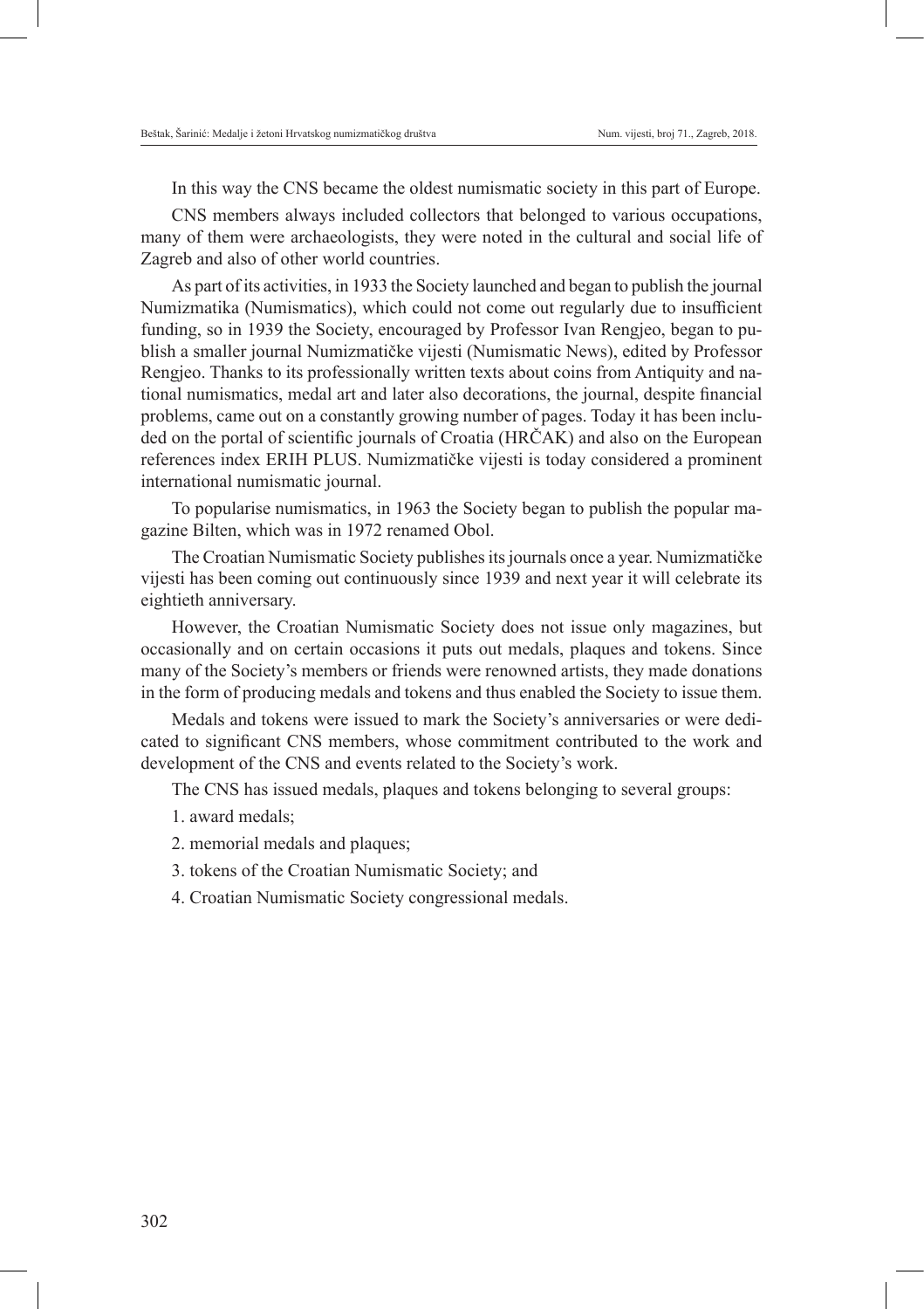In this way the CNS became the oldest numismatic society in this part of Europe.

CNS members always included collectors that belonged to various occupations, many of them were archaeologists, they were noted in the cultural and social life of Zagreb and also of other world countries.

As part of its activities, in 1933 the Society launched and began to publish the journal Numizmatika (Numismatics), which could not come out regularly due to insufficient funding, so in 1939 the Society, encouraged by Professor Ivan Rengjeo, began to publish a smaller journal Numizmatičke vijesti (Numismatic News), edited by Professor Rengjeo. Thanks to its professionally written texts about coins from Antiquity and national numismatics, medal art and later also decorations, the journal, despite financial problems, came out on a constantly growing number of pages. Today it has been included on the portal of scientific journals of Croatia (HRČAK) and also on the European references index ERIH PLUS. Numizmatičke vijesti is today considered a prominent international numismatic journal.

To popularise numismatics, in 1963 the Society began to publish the popular magazine Bilten, which was in 1972 renamed Obol.

The Croatian Numismatic Society publishes its journals once a year. Numizmatičke vijesti has been coming out continuously since 1939 and next year it will celebrate its eightieth anniversary.

However, the Croatian Numismatic Society does not issue only magazines, but occasionally and on certain occasions it puts out medals, plaques and tokens. Since many of the Society's members or friends were renowned artists, they made donations in the form of producing medals and tokens and thus enabled the Society to issue them.

Medals and tokens were issued to mark the Society's anniversaries or were dedicated to significant CNS members, whose commitment contributed to the work and development of the CNS and events related to the Society's work.

The CNS has issued medals, plaques and tokens belonging to several groups:

1. award medals;
2. memorial medals and plaques;
3. tokens of the Croatian Numismatic Society; and
4. Croatian Numismatic Society congressional medals.